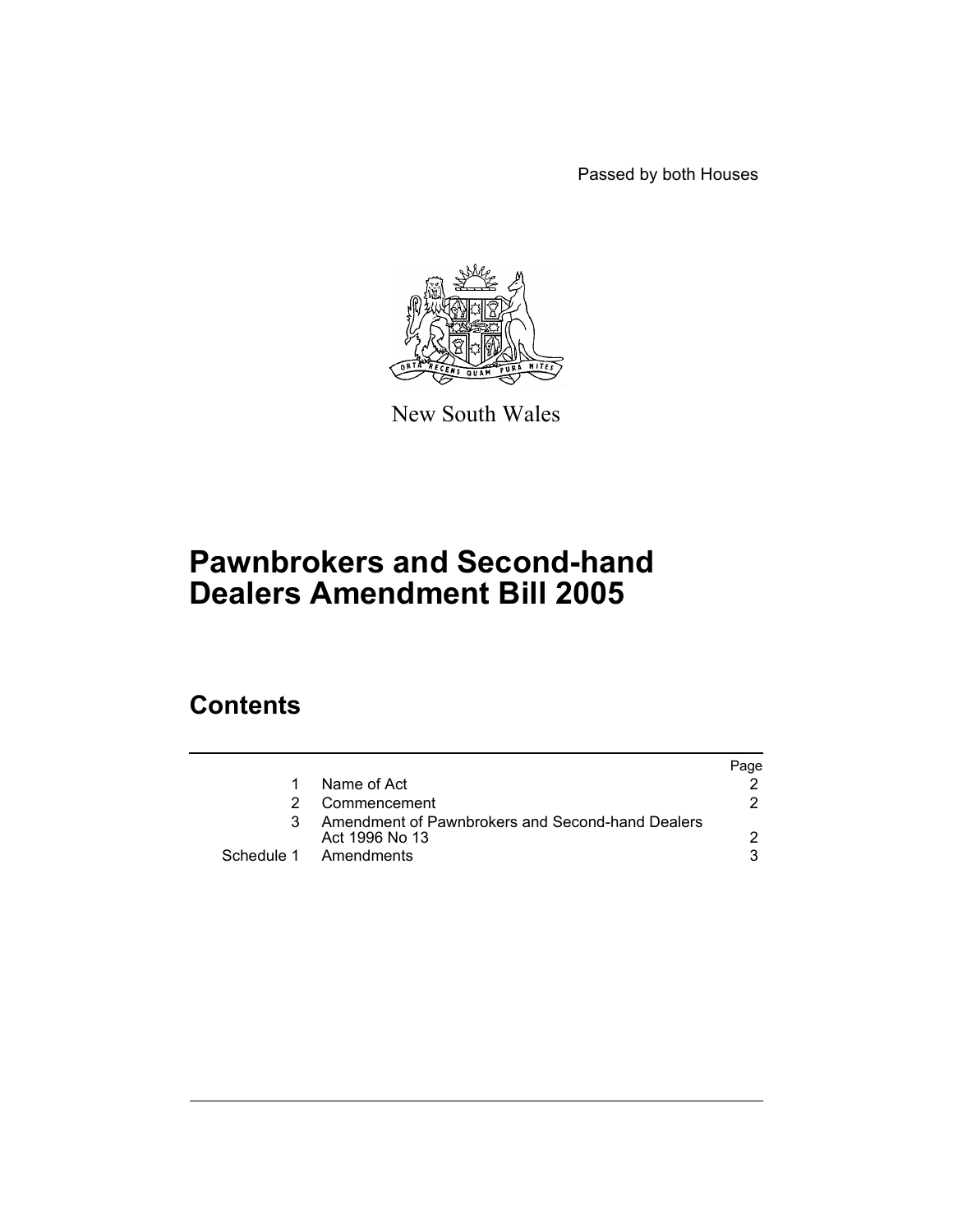Passed by both Houses

New South Wales

# Pawnbrokers and Second-hand Dealers Amendment Bill 2005

## Contents

| | | Page |
|---|---|---|
| 1 | Name of Act | 2 |
| 2 | Commencement | 2 |
| 3 | Amendment of Pawnbrokers and Second-hand Dealers Act 1996 No 13 | 2 |
| Schedule 1 | Amendments | 3 |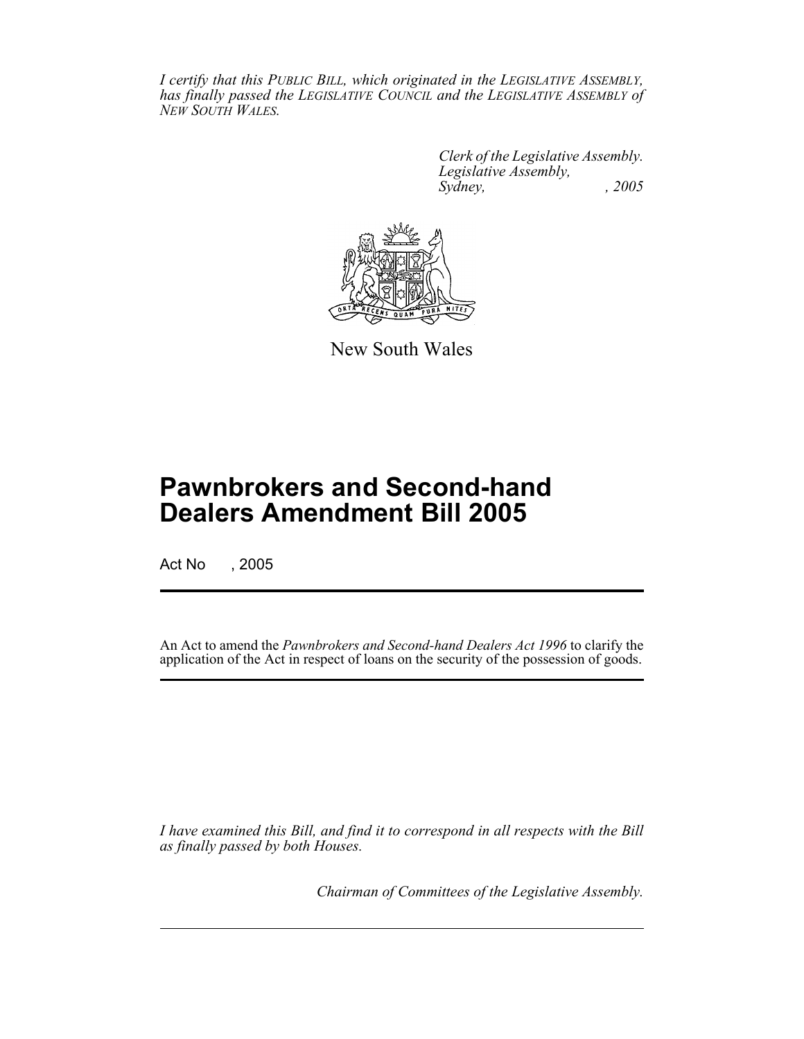*I certify that this PUBLIC BILL, which originated in the LEGISLATIVE ASSEMBLY, has finally passed the LEGISLATIVE COUNCIL and the LEGISLATIVE ASSEMBLY of NEW SOUTH WALES.*

*Clerk of the Legislative Assembly.*
*Legislative Assembly,*
*Sydney, , 2005*

New South Wales

# Pawnbrokers and Second-hand Dealers Amendment Bill 2005

Act No , 2005

An Act to amend the *Pawnbrokers and Second-hand Dealers Act 1996* to clarify the application of the Act in respect of loans on the security of the possession of goods.

*I have examined this Bill, and find it to correspond in all respects with the Bill as finally passed by both Houses.*

*Chairman of Committees of the Legislative Assembly.*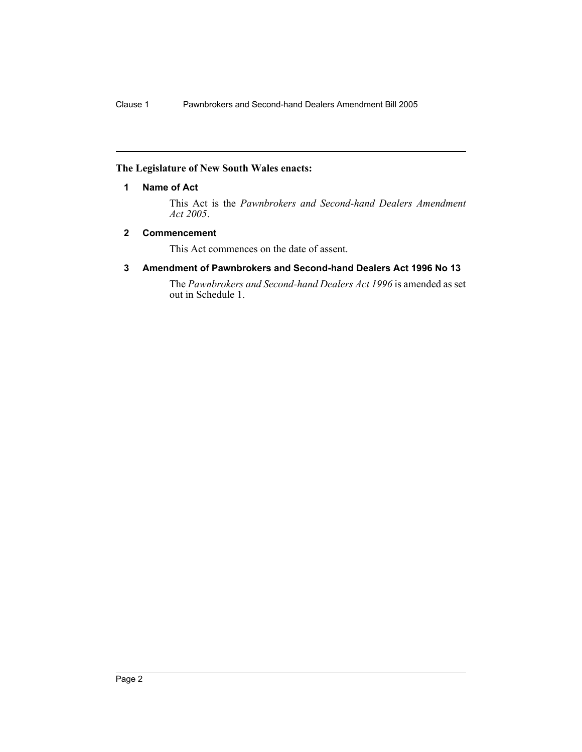**The Legislature of New South Wales enacts:**

## 1 Name of Act

This Act is the *Pawnbrokers and Second-hand Dealers Amendment Act 2005*.

## 2 Commencement

This Act commences on the date of assent.

## 3 Amendment of Pawnbrokers and Second-hand Dealers Act 1996 No 13

The *Pawnbrokers and Second-hand Dealers Act 1996* is amended as set out in Schedule 1.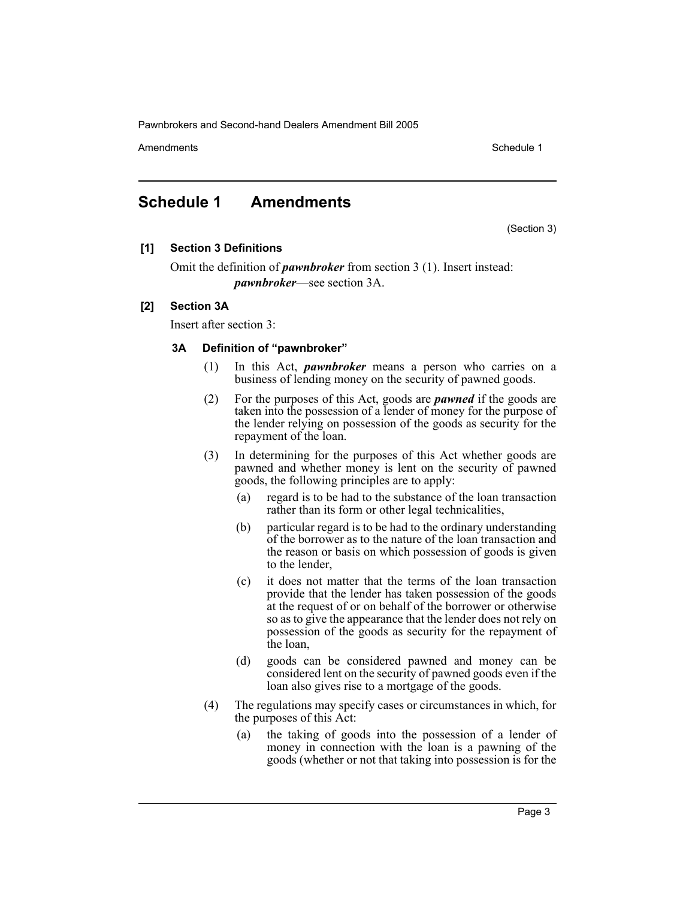# Schedule 1 Amendments

(Section 3)

**[1] Section 3 Definitions**

Omit the definition of ***pawnbroker*** from section 3 (1). Insert instead:

***pawnbroker***—see section 3A.

**[2] Section 3A**

Insert after section 3:

**3A Definition of "pawnbroker"**

(1) In this Act, ***pawnbroker*** means a person who carries on a business of lending money on the security of pawned goods.

(2) For the purposes of this Act, goods are ***pawned*** if the goods are taken into the possession of a lender of money for the purpose of the lender relying on possession of the goods as security for the repayment of the loan.

(3) In determining for the purposes of this Act whether goods are pawned and whether money is lent on the security of pawned goods, the following principles are to apply:

(a) regard is to be had to the substance of the loan transaction rather than its form or other legal technicalities,

(b) particular regard is to be had to the ordinary understanding of the borrower as to the nature of the loan transaction and the reason or basis on which possession of goods is given to the lender,

(c) it does not matter that the terms of the loan transaction provide that the lender has taken possession of the goods at the request of or on behalf of the borrower or otherwise so as to give the appearance that the lender does not rely on possession of the goods as security for the repayment of the loan,

(d) goods can be considered pawned and money can be considered lent on the security of pawned goods even if the loan also gives rise to a mortgage of the goods.

(4) The regulations may specify cases or circumstances in which, for the purposes of this Act:

(a) the taking of goods into the possession of a lender of money in connection with the loan is a pawning of the goods (whether or not that taking into possession is for the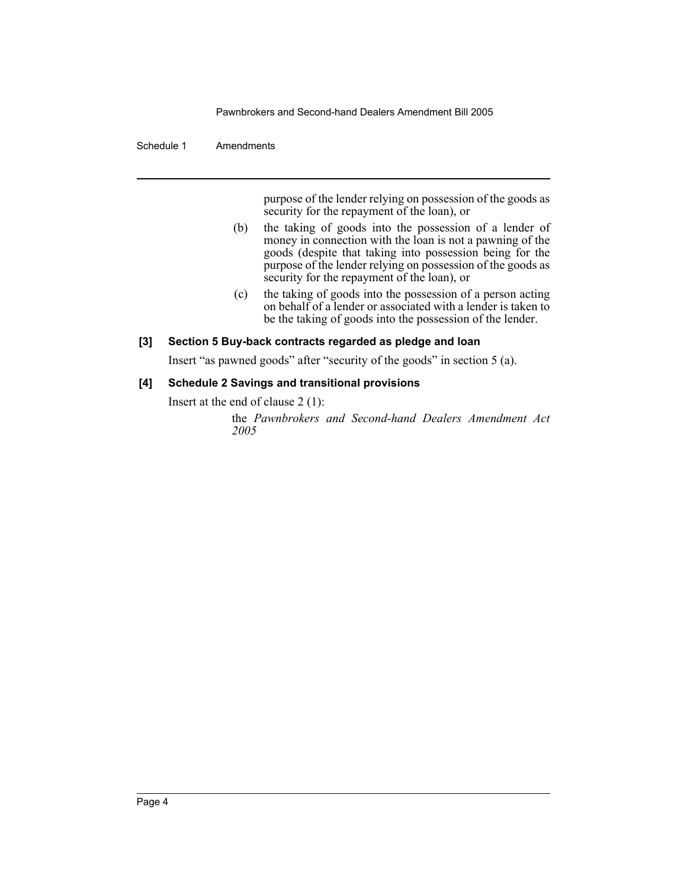purpose of the lender relying on possession of the goods as security for the repayment of the loan), or

(b) the taking of goods into the possession of a lender of money in connection with the loan is not a pawning of the goods (despite that taking into possession being for the purpose of the lender relying on possession of the goods as security for the repayment of the loan), or

(c) the taking of goods into the possession of a person acting on behalf of a lender or associated with a lender is taken to be the taking of goods into the possession of the lender.

**[3] Section 5 Buy-back contracts regarded as pledge and loan**

Insert "as pawned goods" after "security of the goods" in section 5 (a).

**[4] Schedule 2 Savings and transitional provisions**

Insert at the end of clause 2 (1):

the *Pawnbrokers and Second-hand Dealers Amendment Act 2005*